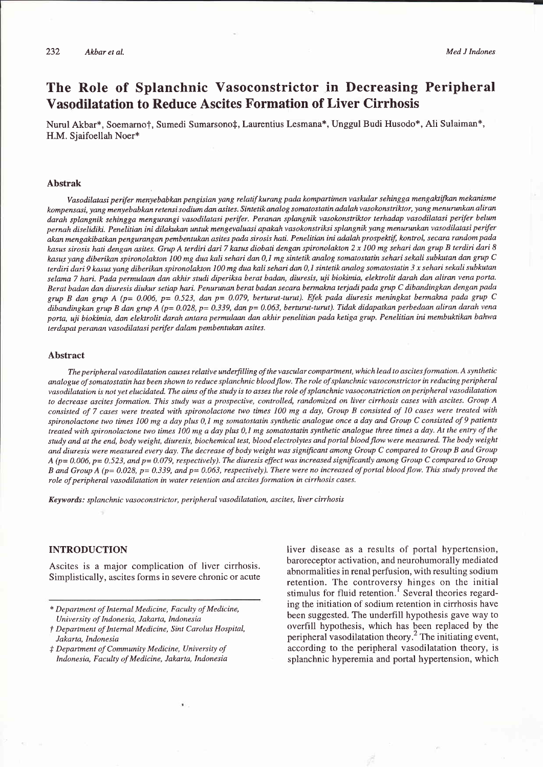# The Role of Splanchnic Vasoconstrictor in Decreasing Peripheral Vasodilatation to Reduce Ascites Formation of Liver Cirrhosis

Nurul Akbar*, Soemarno†, Sumedi Sumarsono‡, Laurentius Lesmana*, Unggul Budi Husodo*, Ali Sulaiman*, H.M. Sjaifoellah Noer*

## Abstrak

*Vasodilatasi perifer menyebabkan pengisian yang relatif kurang pada kompartimen vaskular sehingga mengaktifkan mekanisme kompensasi, yang menyebabkan retensi sodium dan asites. Sintetik analog somatostatin adalah vasokonstriktor, yang menurunkan aliran darah splangnik sehingga mengurangi vasodilatasi perifer. Peranan splangnik vasokonstriktor terhadap vasodilatasi perifer belum pernah diselidiki. Penelitian ini dilakukan untuk mengevaluasi apakah vasokonstriksi splangnik yang menurunkan vasodilatasi perifer akan mengakibatkan pengurangan pembentukan asites pada sirosis hati. Penelitian ini adalah prospektif, kontrol, secara random pada kasus sirosis hati dengan asites. Grup A terdiri dari 7 kasus diobati dengan spironolakton 2 x 100 mg sehari dan grup B terdiri dari 8 kasus yang diberikan spironolakton 100 mg dua kali sehari dan 0,1 mg sintetik analog somatostatin sehari sekali subkutan dan grup C terdiri dari 9 kasus yang diberikan spironolakton 100 mg dua kali sehari dan 0,1 sintetik analog somatostatin 3 x sehari sekali subkutan selama 7 hari. Pada permulaan dan akhir studi diperiksa berat badan, diuresis, uji biokimia, elektrolit darah dan aliran vena porta. Berat badan dan diuresis diukur setiap hari. Penurunan berat badan secara bermakna terjadi pada grup C dibandingkan dengan pada grup B dan grup A (p= 0.006, p= 0.523, dan p= 0.079, berturut-turut). Efek pada diuresis meningkat bermakna pada grup C dibandingkan grup B dan grup A (p= 0.028, p= 0.339, dan p= 0.063, berturut-turut). Tidak didapatkan perbedaan aliran darah vena porta, uji biokimia, dan elektrolit darah antara permulaan dan akhir penelitian pada ketiga grup. Penelitian ini membuktikan bahwa terdapat peranan vasodilatasi perifer dalam pembentukan asites.*

## Abstract

*The peripheral vasodilatation causes relative underfilling of the vascular compartment, which lead to ascites formation. A synthetic analogue of somatostatin has been shown to reduce splanchnic blood flow. The role of splanchnic vasoconstrictor in reducing peripheral vasodilatation is not yet elucidated. The aims of the study is to asses the role of splanchnic vasoconstriction on peripheral vasodilatation to decrease ascites formation. This study was a prospective, controlled, randomized on liver cirrhosis cases with ascites. Group A consisted of 7 cases were treated with spironolactone two times 100 mg a day, Group B consisted of 10 cases were treated with spironolactone two times 100 mg a day plus 0,1 mg somatostatin synthetic analogue once a day and Group C consisted of 9 patients treated with spironolactone two times 100 mg a day plus 0,1 mg somatostatin synthetic analogue three times a day. At the entry of the study and at the end, body weight, diuresis, biochemical test, blood electrolytes and portal blood flow were measured. The body weight and diuresis were measured every day. The decrease of body weight was significant among Group C compared to Group B and Group A (p= 0.006, p= 0.523, and p= 0.079, respectively). The diuresis effect was increased significantly among Group C compared to Group B and Group A (p= 0.028, p= 0.339, and p= 0.063, respectively). There were no increased of portal blood flow. This study proved the role of peripheral vasodilatation in water retention and ascites formation in cirrhosis cases.*

***Keywords:*** *splanchnic vasoconstrictor, peripheral vasodilatation, ascites, liver cirrhosis*

## INTRODUCTION

Ascites is a major complication of liver cirrhosis. Simplistically, ascites forms in severe chronic or acute liver disease as a results of portal hypertension, baroreceptor activation, and neurohumorally mediated abnormalities in renal perfusion, with resulting sodium retention. The controversy hinges on the initial stimulus for fluid retention.[1] Several theories regarding the initiation of sodium retention in cirrhosis have been suggested. The underfill hypothesis gave way to overfill hypothesis, which has been replaced by the peripheral vasodilatation theory.[2] The initiating event, according to the peripheral vasodilatation theory, is splanchnic hyperemia and portal hypertension, which

---

\* *Department of Internal Medicine, Faculty of Medicine, University of Indonesia, Jakarta, Indonesia*

† *Department of Internal Medicine, Sint Carolus Hospital, Jakarta, Indonesia*

‡ *Department of Community Medicine, University of Indonesia, Faculty of Medicine, Jakarta, Indonesia*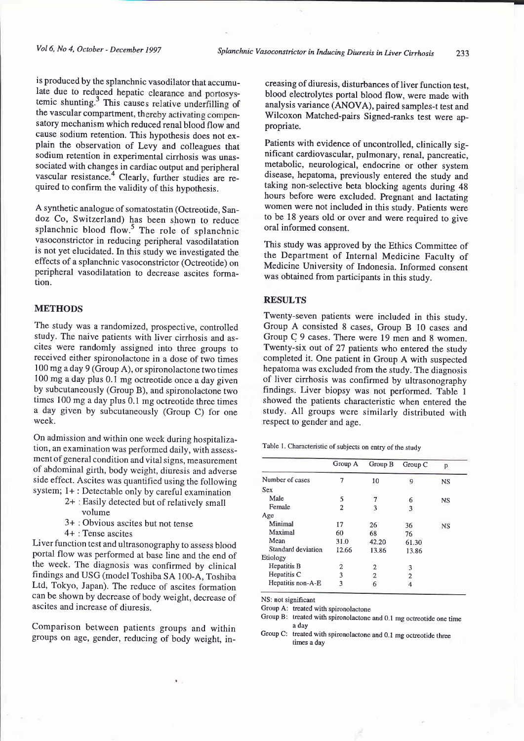is produced by the splanchnic vasodilator that accumulate due to reduced hepatic clearance and portosystemic shunting.[3] This causes relative underfilling of the vascular compartment, thereby activating compensatory mechanism which reduced renal blood flow and cause sodium retention. This hypothesis does not explain the observation of Levy and colleagues that sodium retention in experimental cirrhosis was unassociated with changes in cardiac output and peripheral vascular resistance.[4] Clearly, further studies are required to confirm the validity of this hypothesis.

A synthetic analogue of somatostatin (Octreotide, Sandoz Co, Switzerland) has been shown to reduce splanchnic blood flow.[5] The role of splanchnic vasoconstrictor in reducing peripheral vasodilatation is not yet elucidated. In this study we investigated the effects of a splanchnic vasoconstrictor (Octreotide) on peripheral vasodilatation to decrease ascites formation.

## METHODS

The study was a randomized, prospective, controlled study. The naive patients with liver cirrhosis and ascites were randomly assigned into three groups to received either spironolactone in a dose of two times 100 mg a day 9 (Group A), or spironolactone two times 100 mg a day plus 0.1 mg octreotide once a day given by subcutaneously (Group B), and spironolactone two times 100 mg a day plus 0.1 mg octreotide three times a day given by subcutaneously (Group C) for one week.

On admission and within one week during hospitalization, an examination was performed daily, with assessment of general condition and vital signs, measurement of abdominal girth, body weight, diuresis and adverse side effect. Ascites was quantified using the following system; 1+ : Detectable only by careful examination

- 2+ : Easily detected but of relatively small volume
- 3+ : Obvious ascites but not tense
- 4+ : Tense ascites

Liver function test and ultrasonography to assess blood portal flow was performed at base line and the end of the week. The diagnosis was confirmed by clinical findings and USG (model Toshiba SA 100-A, Toshiba Ltd, Tokyo, Japan). The reduce of ascites formation can be shown by decrease of body weight, decrease of ascites and increase of diuresis.

Comparison between patients groups and within groups on age, gender, reducing of body weight, increasing of diuresis, disturbances of liver function test, blood electrolytes portal blood flow, were made with analysis variance (ANOVA), paired samples-t test and Wilcoxon Matched-pairs Signed-ranks test were appropriate.

Patients with evidence of uncontrolled, clinically significant cardiovascular, pulmonary, renal, pancreatic, metabolic, neurological, endocrine or other system disease, hepatoma, previously entered the study and taking non-selective beta blocking agents during 48 hours before were excluded. Pregnant and lactating women were not included in this study. Patients were to be 18 years old or over and were required to give oral informed consent.

This study was approved by the Ethics Committee of the Department of Internal Medicine Faculty of Medicine University of Indonesia. Informed consent was obtained from participants in this study.

## RESULTS

Twenty-seven patients were included in this study. Group A consisted 8 cases, Group B 10 cases and Group C 9 cases. There were 19 men and 8 women. Twenty-six out of 27 patients who entered the study completed it. One patient in Group A with suspected hepatoma was excluded from the study. The diagnosis of liver cirrhosis was confirmed by ultrasonography findings. Liver biopsy was not performed. Table 1 showed the patients characteristic when entered the study. All groups were similarly distributed with respect to gender and age.

Table 1. Characteristic of subjects on entry of the study

| | Group A | Group B | Group C | p |
|---|---|---|---|---|
| Number of cases | 7 | 10 | 9 | NS |
| Sex | | | | |
| Male | 5 | 7 | 6 | NS |
| Female | 2 | 3 | 3 | |
| Age | | | | |
| Minimal | 17 | 26 | 36 | NS |
| Maximal | 60 | 68 | 76 | |
| Mean | 31.0 | 42.20 | 61.30 | |
| Standard deviation | 12.66 | 13.86 | 13.86 | |
| Etiology | | | | |
| Hepatitis B | 2 | 2 | 3 | |
| Hepatitis C | 3 | 2 | 2 | |
| Hepatitis non-A-E | 3 | 6 | 4 | |

NS: not significant

Group A: treated with spironolactone

Group B: treated with spironolactone and 0.1 mg octreotide one time a day

Group C: treated with spironolactone and 0.1 mg octreotide three times a day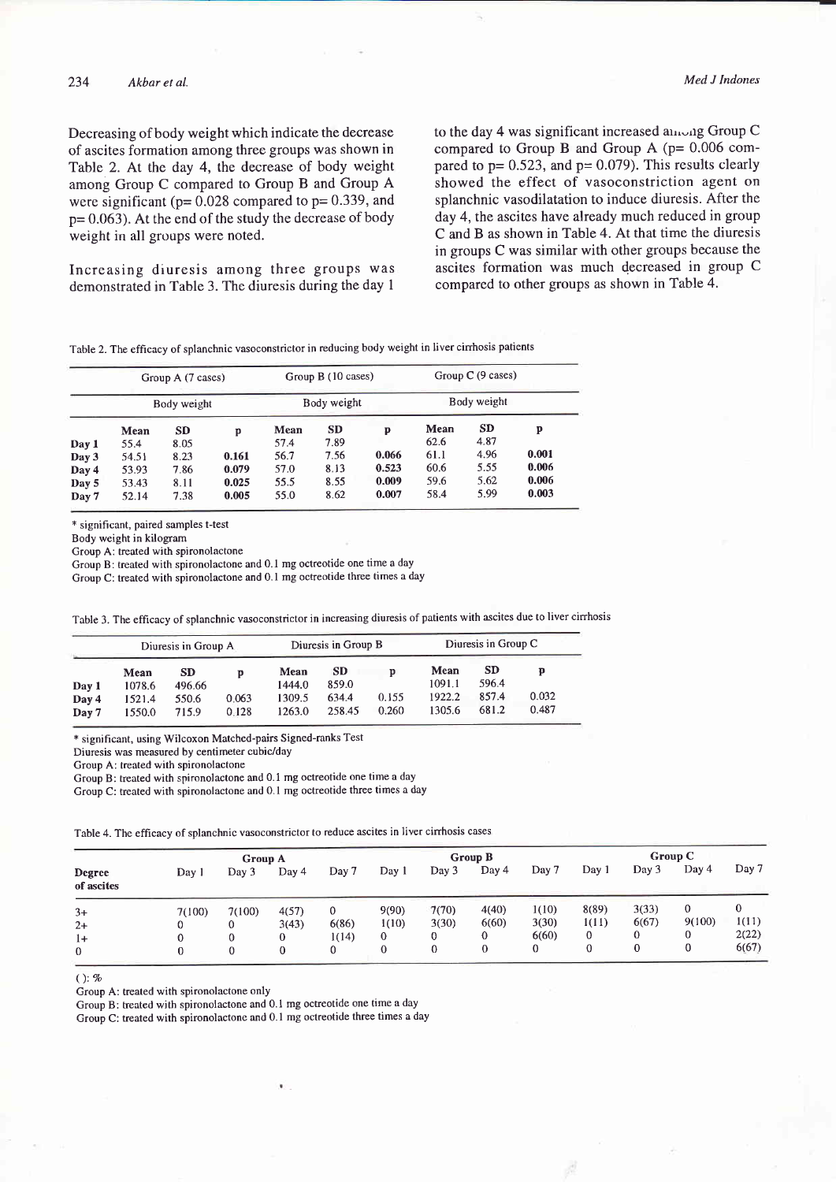Decreasing of body weight which indicate the decrease of ascites formation among three groups was shown in Table 2. At the day 4, the decrease of body weight among Group C compared to Group B and Group A were significant (p= 0.028 compared to p= 0.339, and p= 0.063). At the end of the study the decrease of body weight in all groups were noted.

Increasing diuresis among three groups was demonstrated in Table 3. The diuresis during the day 1 to the day 4 was significant increased among Group C compared to Group B and Group A (p= 0.006 compared to p= 0.523, and p= 0.079). This results clearly showed the effect of vasoconstriction agent on splanchnic vasodilatation to induce diuresis. After the day 4, the ascites have already much reduced in group C and B as shown in Table 4. At that time the diuresis in groups C was similar with other groups because the ascites formation was much decreased in group C compared to other groups as shown in Table 4.

Table 2. The efficacy of splanchnic vasoconstrictor in reducing body weight in liver cirrhosis patients

| | Group A (7 cases) | | | Group B (10 cases) | | | Group C (9 cases) | | |
|---|---|---|---|---|---|---|---|---|---|
| | Body weight | | | Body weight | | | Body weight | | |
| | Mean | SD | p | Mean | SD | p | Mean | SD | p |
| Day 1 | 55.4 | 8.05 | | 57.4 | 7.89 | | 62.6 | 4.87 | |
| Day 3 | 54.51 | 8.23 | 0.161 | 56.7 | 7.56 | 0.066 | 61.1 | 4.96 | 0.001 |
| Day 4 | 53.93 | 7.86 | 0.079 | 57.0 | 8.13 | 0.523 | 60.6 | 5.55 | 0.006 |
| Day 5 | 53.43 | 8.11 | 0.025 | 55.5 | 8.55 | 0.009 | 59.6 | 5.62 | 0.006 |
| Day 7 | 52.14 | 7.38 | 0.005 | 55.0 | 8.62 | 0.007 | 58.4 | 5.99 | 0.003 |

\* significant, paired samples t-test
Body weight in kilogram
Group A: treated with spironolactone
Group B: treated with spironolactone and 0.1 mg octreotide one time a day
Group C: treated with spironolactone and 0.1 mg octreotide three times a day

Table 3. The efficacy of splanchnic vasoconstrictor in increasing diuresis of patients with ascites due to liver cirrhosis

| | Diuresis in Group A | | | Diuresis in Group B | | | Diuresis in Group C | | |
|---|---|---|---|---|---|---|---|---|---|
| | Mean | SD | p | Mean | SD | p | Mean | SD | p |
| Day 1 | 1078.6 | 496.66 | | 1444.0 | 859.0 | | 1091.1 | 596.4 | |
| Day 4 | 1521.4 | 550.6 | 0.063 | 1309.5 | 634.4 | 0.155 | 1922.2 | 857.4 | 0.032 |
| Day 7 | 1550.0 | 715.9 | 0.128 | 1263.0 | 258.45 | 0.260 | 1305.6 | 681.2 | 0.487 |

\* significant, using Wilcoxon Matched-pairs Signed-ranks Test
Diuresis was measured by centimeter cubic/day
Group A: treated with spironolactone
Group B: treated with spironolactone and 0.1 mg octreotide one time a day
Group C: treated with spironolactone and 0.1 mg octreotide three times a day

Table 4. The efficacy of splanchnic vasoconstrictor to reduce ascites in liver cirrhosis cases

| Degree of ascites | Group A Day 1 | Day 3 | Day 4 | Day 7 | Group B Day 1 | Day 3 | Day 4 | Day 7 | Group C Day 1 | Day 3 | Day 4 | Day 7 |
|---|---|---|---|---|---|---|---|---|---|---|---|---|
| 3+ | 7(100) | 7(100) | 4(57) | 0 | 9(90) | 7(70) | 4(40) | 1(10) | 8(89) | 3(33) | 0 | 0 |
| 2+ | 0 | 0 | 3(43) | 6(86) | 1(10) | 3(30) | 6(60) | 3(30) | 1(11) | 6(67) | 9(100) | 1(11) |
| 1+ | 0 | 0 | 0 | 1(14) | 0 | 0 | 0 | 6(60) | 0 | 0 | 0 | 2(22) |
| 0 | 0 | 0 | 0 | 0 | 0 | 0 | 0 | 0 | 0 | 0 | 0 | 6(67) |

( ): %
Group A: treated with spironolactone only
Group B: treated with spironolactone and 0.1 mg octreotide one time a day
Group C: treated with spironolactone and 0.1 mg octreotide three times a day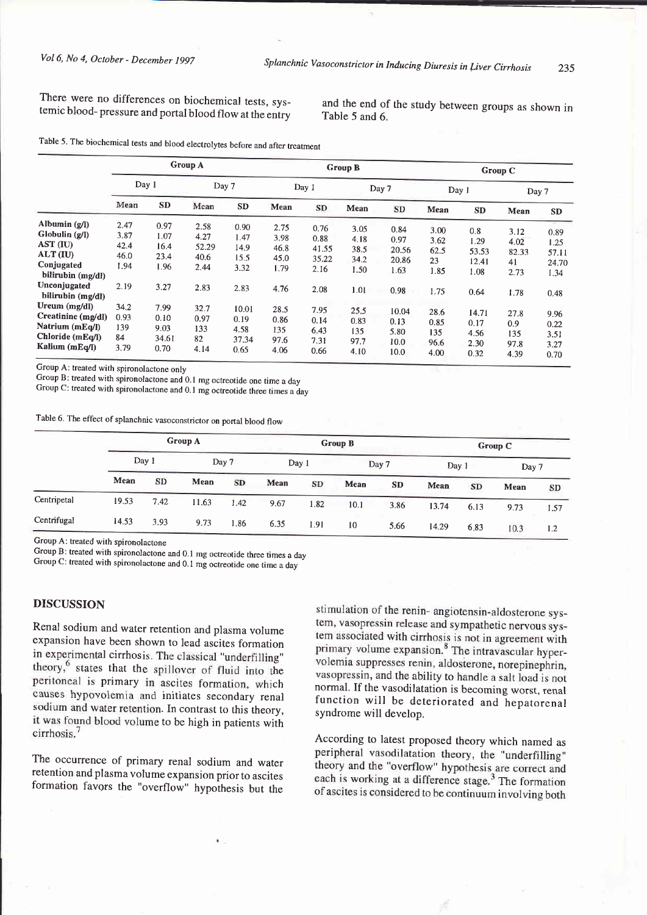There were no differences on biochemical tests, systemic blood- pressure and portal blood flow at the entry and the end of the study between groups as shown in Table 5 and 6.

Table 5. The biochemical tests and blood electrolytes before and after treatment

| | Group A | | | | Group B | | | | Group C | | | |
|---|---|---|---|---|---|---|---|---|---|---|---|---|
| | Day 1 | | Day 7 | | Day 1 | | Day 7 | | Day 1 | | Day 7 | |
| | Mean | SD | Mean | SD | Mean | SD | Mean | SD | Mean | SD | Mean | SD |
| Albumin (g/l) | 2.47 | 0.97 | 2.58 | 0.90 | 2.75 | 0.76 | 3.05 | 0.84 | 3.00 | 0.8 | 3.12 | 0.89 |
| Globulin (g/l) | 3.87 | 1.07 | 4.27 | 1.47 | 3.98 | 0.88 | 4.18 | 0.97 | 3.62 | 1.29 | 4.02 | 1.25 |
| AST (IU) | 42.4 | 16.4 | 52.29 | 14.9 | 46.8 | 41.55 | 38.5 | 20.56 | 62.5 | 53.53 | 82.33 | 57.11 |
| ALT (IU) | 46.0 | 23.4 | 40.6 | 15.5 | 45.0 | 35.22 | 34.2 | 20.86 | 23 | 12.41 | 41 | 24.70 |
| Conjugated bilirubin (mg/dl) | 1.94 | 1.96 | 2.44 | 3.32 | 1.79 | 2.16 | 1.50 | 1.63 | 1.85 | 1.08 | 2.73 | 1.34 |
| Unconjugated bilirubin (mg/dl) | 2.19 | 3.27 | 2.83 | 2.83 | 4.76 | 2.08 | 1.01 | 0.98 | 1.75 | 0.64 | 1.78 | 0.48 |
| Ureum (mg/dl) | 34.2 | 7.99 | 32.7 | 10.01 | 28.5 | 7.95 | 25.5 | 10.04 | 28.6 | 14.71 | 27.8 | 9.96 |
| Creatinine (mg/dl) | 0.93 | 0.10 | 0.97 | 0.19 | 0.86 | 0.14 | 0.83 | 0.13 | 0.85 | 0.17 | 0.9 | 0.22 |
| Natrium (mEq/l) | 139 | 9.03 | 133 | 4.58 | 135 | 6.43 | 135 | 5.80 | 135 | 4.56 | 135 | 3.51 |
| Chloride (mEq/l) | 84 | 34.61 | 82 | 37.34 | 97.6 | 7.31 | 97.7 | 10.0 | 96.6 | 2.30 | 97.8 | 3.27 |
| Kalium (mEq/l) | 3.79 | 0.70 | 4.14 | 0.65 | 4.06 | 0.66 | 4.10 | 10.0 | 4.00 | 0.32 | 4.39 | 0.70 |

Group A: treated with spironolactone only
Group B: treated with spironolactone and 0.1 mg octreotide one time a day
Group C: treated with spironolactone and 0.1 mg octreotide three times a day

Table 6. The effect of splanchnic vasoconstrictor on portal blood flow

| | Group A | | | | Group B | | | | Group C | | | |
|---|---|---|---|---|---|---|---|---|---|---|---|---|
| | Day 1 | | Day 7 | | Day 1 | | Day 7 | | Day 1 | | Day 7 | |
| | Mean | SD | Mean | SD | Mean | SD | Mean | SD | Mean | SD | Mean | SD |
| Centripetal | 19.53 | 7.42 | 11.63 | 1.42 | 9.67 | 1.82 | 10.1 | 3.86 | 13.74 | 6.13 | 9.73 | 1.57 |
| Centrifugal | 14.53 | 3.93 | 9.73 | 1.86 | 6.35 | 1.91 | 10 | 5.66 | 14.29 | 6.83 | 10.3 | 1.2 |

Group A: treated with spironolactone
Group B: treated with spironolactone and 0.1 mg octreotide three times a day
Group C: treated with spironolactone and 0.1 mg octreotide one time a day

## DISCUSSION

Renal sodium and water retention and plasma volume expansion have been shown to lead ascites formation in experimental cirrhosis. The classical "underfilling" theory,[6] states that the spillover of fluid into the peritoneal is primary in ascites formation, which causes hypovolemia and initiates secondary renal sodium and water retention. In contrast to this theory, it was found blood volume to be high in patients with cirrhosis.[7]

The occurrence of primary renal sodium and water retention and plasma volume expansion prior to ascites formation favors the "overflow" hypothesis but the stimulation of the renin- angiotensin-aldosterone system, vasopressin release and sympathetic nervous system associated with cirrhosis is not in agreement with primary volume expansion.[8] The intravascular hypervolemia suppresses renin, aldosterone, norepinephrin, vasopressin, and the ability to handle a salt load is not normal. If the vasodilatation is becoming worst, renal function will be deteriorated and hepatorenal syndrome will develop.

According to latest proposed theory which named as peripheral vasodilatation theory, the "underfilling" theory and the "overflow" hypothesis are correct and each is working at a difference stage.[3] The formation of ascites is considered to be continuum involving both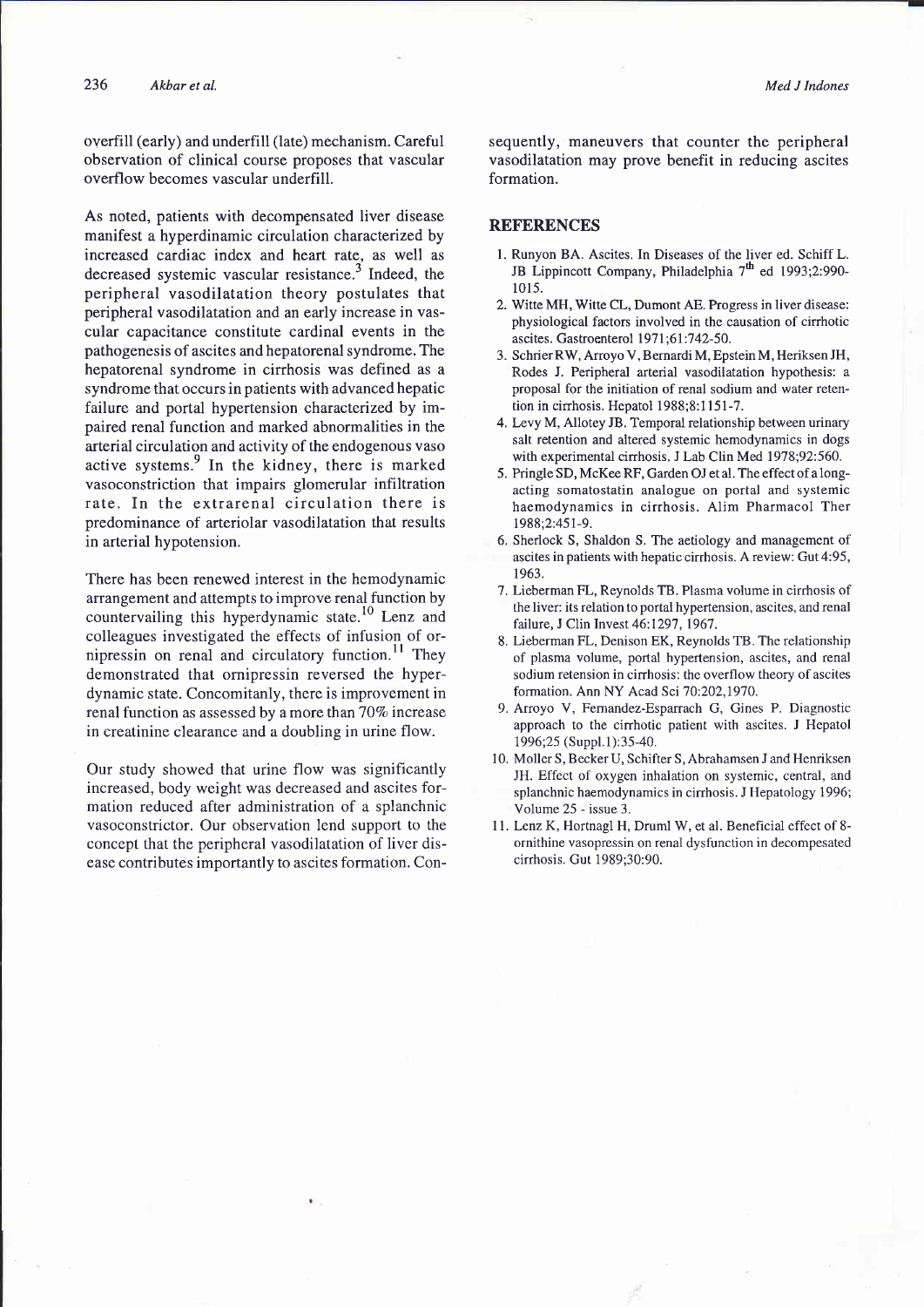overfill (early) and underfill (late) mechanism. Careful observation of clinical course proposes that vascular overflow becomes vascular underfill.

As noted, patients with decompensated liver disease manifest a hyperdinamic circulation characterized by increased cardiac index and heart rate, as well as decreased systemic vascular resistance.[3] Indeed, the peripheral vasodilatation theory postulates that peripheral vasodilatation and an early increase in vascular capacitance constitute cardinal events in the pathogenesis of ascites and hepatorenal syndrome. The hepatorenal syndrome in cirrhosis was defined as a syndrome that occurs in patients with advanced hepatic failure and portal hypertension characterized by impaired renal function and marked abnormalities in the arterial circulation and activity of the endogenous vaso active systems.[9] In the kidney, there is marked vasoconstriction that impairs glomerular infiltration rate. In the extrarenal circulation there is predominance of arteriolar vasodilatation that results in arterial hypotension.

There has been renewed interest in the hemodynamic arrangement and attempts to improve renal function by countervailing this hyperdynamic state.[10] Lenz and colleagues investigated the effects of infusion of ornipressin on renal and circulatory function.[11] They demonstrated that ornipressin reversed the hyperdynamic state. Concomitanly, there is improvement in renal function as assessed by a more than 70% increase in creatinine clearance and a doubling in urine flow.

Our study showed that urine flow was significantly increased, body weight was decreased and ascites formation reduced after administration of a splanchnic vasoconstrictor. Our observation lend support to the concept that the peripheral vasodilatation of liver disease contributes importantly to ascites formation. Consequently, maneuvers that counter the peripheral vasodilatation may prove benefit in reducing ascites formation.

## REFERENCES

1. Runyon BA. Ascites. In Diseases of the liver ed. Schiff L. JB Lippincott Company, Philadelphia 7th ed 1993;2:990-1015.
2. Witte MH, Witte CL, Dumont AE. Progress in liver disease: physiological factors involved in the causation of cirrhotic ascites. Gastroenterol 1971;61:742-50.
3. Schrier RW, Arroyo V, Bernardi M, Epstein M, Heriksen JH, Rodes J. Peripheral arterial vasodilatation hypothesis: a proposal for the initiation of renal sodium and water retention in cirrhosis. Hepatol 1988;8:1151-7.
4. Levy M, Allotey JB. Temporal relationship between urinary salt retention and altered systemic hemodynamics in dogs with experimental cirrhosis. J Lab Clin Med 1978;92:560.
5. Pringle SD, McKee RF, Garden OJ et al. The effect of a long-acting somatostatin analogue on portal and systemic haemodynamics in cirrhosis. Alim Pharmacol Ther 1988;2:451-9.
6. Sherlock S, Shaldon S. The aetiology and management of ascites in patients with hepatic cirrhosis. A review: Gut 4:95, 1963.
7. Lieberman FL, Reynolds TB. Plasma volume in cirrhosis of the liver: its relation to portal hypertension, ascites, and renal failure, J Clin Invest 46:1297, 1967.
8. Lieberman FL, Denison EK, Reynolds TB. The relationship of plasma volume, portal hypertension, ascites, and renal sodium retension in cirrhosis: the overflow theory of ascites formation. Ann NY Acad Sci 70:202,1970.
9. Arroyo V, Fernandez-Esparrach G, Gines P. Diagnostic approach to the cirrhotic patient with ascites. J Hepatol 1996;25 (Suppl.1):35-40.
10. Moller S, Becker U, Schifter S, Abrahamsen J and Henriksen JH. Effect of oxygen inhalation on systemic, central, and splanchnic haemodynamics in cirrhosis. J Hepatology 1996; Volume 25 - issue 3.
11. Lenz K, Hortnagl H, Druml W, et al. Beneficial effect of 8-ornithine vasopressin on renal dysfunction in decompesated cirrhosis. Gut 1989;30:90.